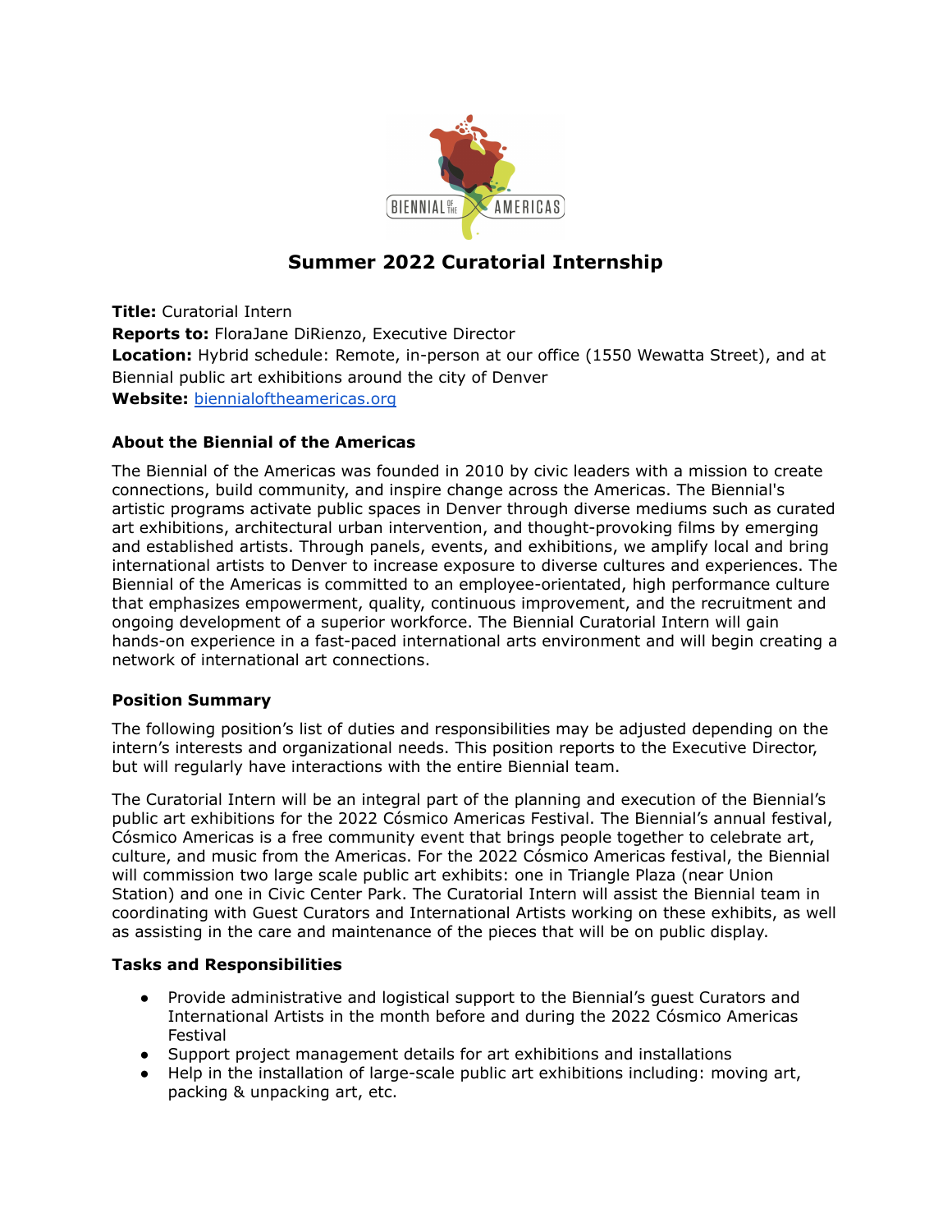# Summer 2022 Curatorial Internship

**Title:** Curatorial Intern
**Reports to:** FloraJane DiRienzo, Executive Director
**Location:** Hybrid schedule: Remote, in-person at our office (1550 Wewatta Street), and at Biennial public art exhibitions around the city of Denver
**Website:** [biennialoftheamericas.org](biennialoftheamericas.org)

### About the Biennial of the Americas

The Biennial of the Americas was founded in 2010 by civic leaders with a mission to create connections, build community, and inspire change across the Americas. The Biennial's artistic programs activate public spaces in Denver through diverse mediums such as curated art exhibitions, architectural urban intervention, and thought-provoking films by emerging and established artists. Through panels, events, and exhibitions, we amplify local and bring international artists to Denver to increase exposure to diverse cultures and experiences. The Biennial of the Americas is committed to an employee-orientated, high performance culture that emphasizes empowerment, quality, continuous improvement, and the recruitment and ongoing development of a superior workforce. The Biennial Curatorial Intern will gain hands-on experience in a fast-paced international arts environment and will begin creating a network of international art connections.

### Position Summary

The following position's list of duties and responsibilities may be adjusted depending on the intern's interests and organizational needs. This position reports to the Executive Director, but will regularly have interactions with the entire Biennial team.

The Curatorial Intern will be an integral part of the planning and execution of the Biennial's public art exhibitions for the 2022 Cósmico Americas Festival. The Biennial's annual festival, Cósmico Americas is a free community event that brings people together to celebrate art, culture, and music from the Americas. For the 2022 Cósmico Americas festival, the Biennial will commission two large scale public art exhibits: one in Triangle Plaza (near Union Station) and one in Civic Center Park. The Curatorial Intern will assist the Biennial team in coordinating with Guest Curators and International Artists working on these exhibits, as well as assisting in the care and maintenance of the pieces that will be on public display.

### Tasks and Responsibilities

- Provide administrative and logistical support to the Biennial's guest Curators and International Artists in the month before and during the 2022 Cósmico Americas Festival
- Support project management details for art exhibitions and installations
- Help in the installation of large-scale public art exhibitions including: moving art, packing & unpacking art, etc.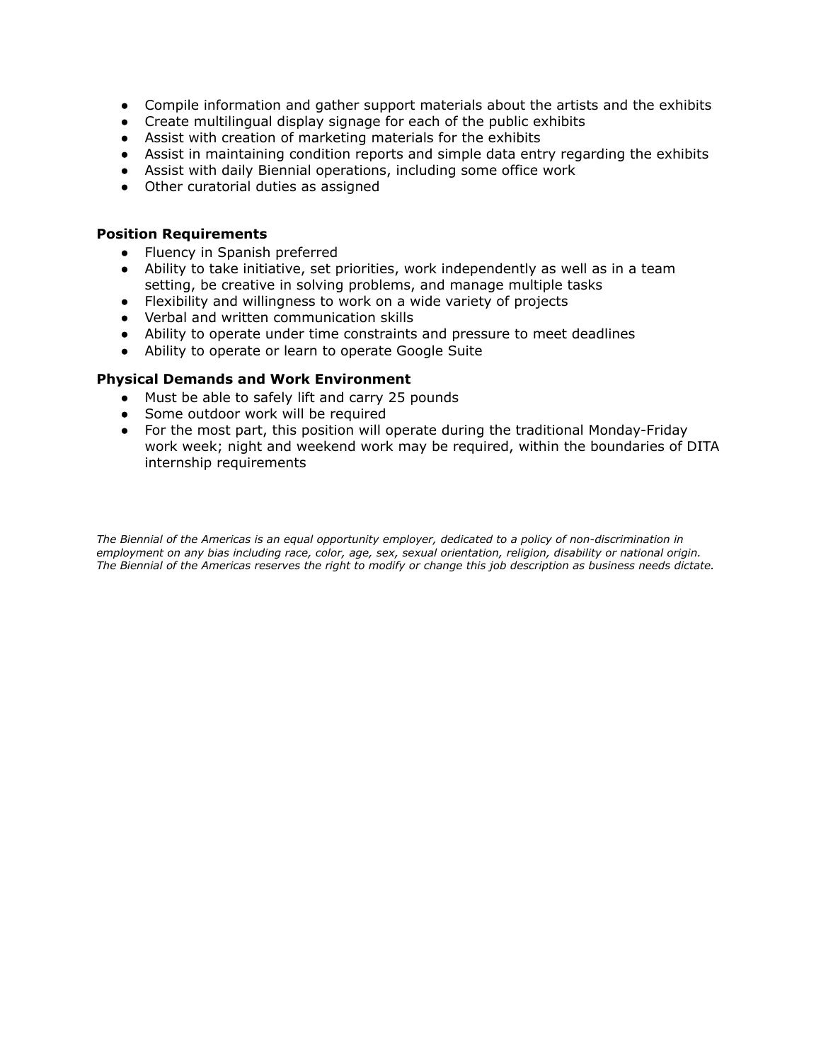- Compile information and gather support materials about the artists and the exhibits
- Create multilingual display signage for each of the public exhibits
- Assist with creation of marketing materials for the exhibits
- Assist in maintaining condition reports and simple data entry regarding the exhibits
- Assist with daily Biennial operations, including some office work
- Other curatorial duties as assigned

**Position Requirements**

- Fluency in Spanish preferred
- Ability to take initiative, set priorities, work independently as well as in a team setting, be creative in solving problems, and manage multiple tasks
- Flexibility and willingness to work on a wide variety of projects
- Verbal and written communication skills
- Ability to operate under time constraints and pressure to meet deadlines
- Ability to operate or learn to operate Google Suite

**Physical Demands and Work Environment**

- Must be able to safely lift and carry 25 pounds
- Some outdoor work will be required
- For the most part, this position will operate during the traditional Monday-Friday work week; night and weekend work may be required, within the boundaries of DITA internship requirements

*The Biennial of the Americas is an equal opportunity employer, dedicated to a policy of non-discrimination in employment on any bias including race, color, age, sex, sexual orientation, religion, disability or national origin. The Biennial of the Americas reserves the right to modify or change this job description as business needs dictate.*